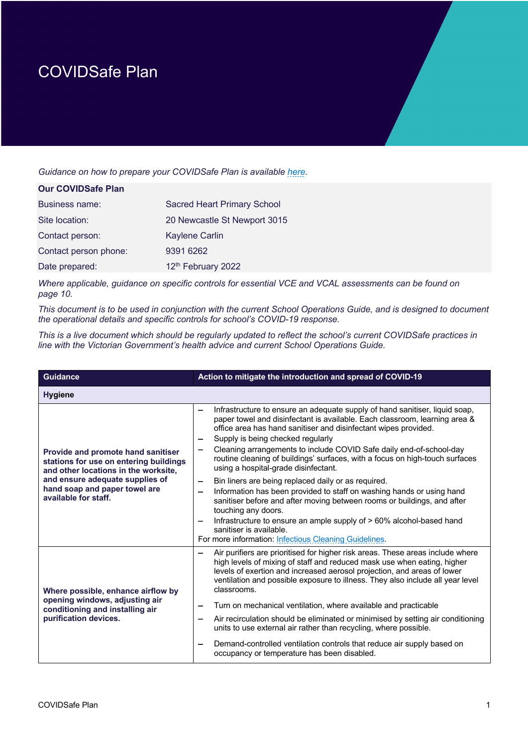# COVIDSafe Plan

*Guidance on how to prepare your COVIDSafe Plan is available here.*

| **Our COVIDSafe Plan** | |
|---|---|
| Business name: | Sacred Heart Primary School |
| Site location: | 20 Newcastle St Newport 3015 |
| Contact person: | Kaylene Carlin |
| Contact person phone: | 9391 6262 |
| Date prepared: | 12th February 2022 |

*Where applicable, guidance on specific controls for essential VCE and VCAL assessments can be found on page 10.*

*This document is to be used in conjunction with the current School Operations Guide, and is designed to document the operational details and specific controls for school's COVID-19 response.*

*This is a live document which should be regularly updated to reflect the school's current COVIDSafe practices in line with the Victorian Government's health advice and current School Operations Guide.*

| Guidance | Action to mitigate the introduction and spread of COVID-19 |
|---|---|
| **Hygiene** | |
| **Provide and promote hand sanitiser stations for use on entering buildings and other locations in the worksite, and ensure adequate supplies of hand soap and paper towel are available for staff.** | – Infrastructure to ensure an adequate supply of hand sanitiser, liquid soap, paper towel and disinfectant is available. Each classroom, learning area & office area has hand sanitiser and disinfectant wipes provided.<br>– Supply is being checked regularly<br>– Cleaning arrangements to include COVID Safe daily end-of-school-day routine cleaning of buildings' surfaces, with a focus on high-touch surfaces using a hospital-grade disinfectant.<br>– Bin liners are being replaced daily or as required.<br>– Information has been provided to staff on washing hands or using hand sanitiser before and after moving between rooms or buildings, and after touching any doors.<br>– Infrastructure to ensure an ample supply of > 60% alcohol-based hand sanitiser is available.<br>For more information: Infectious Cleaning Guidelines. |
| **Where possible, enhance airflow by opening windows, adjusting air conditioning and installing air purification devices.** | – Air purifiers are prioritised for higher risk areas. These areas include where high levels of mixing of staff and reduced mask use when eating, higher levels of exertion and increased aerosol projection, and areas of lower ventilation and possible exposure to illness. They also include all year level classrooms.<br>– Turn on mechanical ventilation, where available and practicable<br>– Air recirculation should be eliminated or minimised by setting air conditioning units to use external air rather than recycling, where possible.<br>– Demand-controlled ventilation controls that reduce air supply based on occupancy or temperature has been disabled. |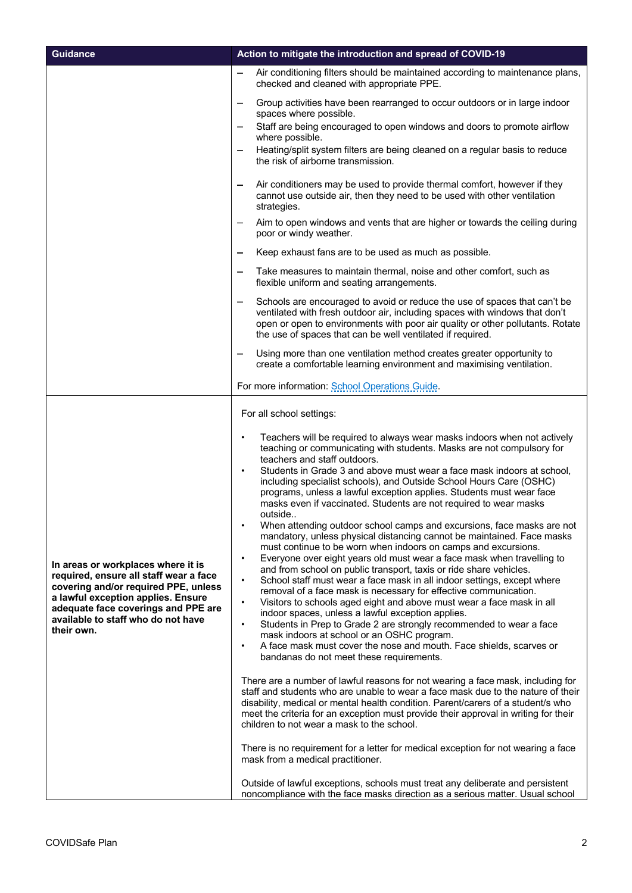| Guidance | Action to mitigate the introduction and spread of COVID-19 |
| --- | --- |
| | – Air conditioning filters should be maintained according to maintenance plans, checked and cleaned with appropriate PPE.<br>– Group activities have been rearranged to occur outdoors or in large indoor spaces where possible.<br>– Staff are being encouraged to open windows and doors to promote airflow where possible.<br>– Heating/split system filters are being cleaned on a regular basis to reduce the risk of airborne transmission.<br>– Air conditioners may be used to provide thermal comfort, however if they cannot use outside air, then they need to be used with other ventilation strategies.<br>– Aim to open windows and vents that are higher or towards the ceiling during poor or windy weather.<br>– Keep exhaust fans are to be used as much as possible.<br>– Take measures to maintain thermal, noise and other comfort, such as flexible uniform and seating arrangements.<br>– Schools are encouraged to avoid or reduce the use of spaces that can't be ventilated with fresh outdoor air, including spaces with windows that don't open or open to environments with poor air quality or other pollutants. Rotate the use of spaces that can be well ventilated if required.<br>– Using more than one ventilation method creates greater opportunity to create a comfortable learning environment and maximising ventilation.<br><br>For more information: [School Operations Guide](). |
| **In areas or workplaces where it is required, ensure all staff wear a face covering and/or required PPE, unless a lawful exception applies. Ensure adequate face coverings and PPE are available to staff who do not have their own.** | For all school settings:<br><br>• Teachers will be required to always wear masks indoors when not actively teaching or communicating with students. Masks are not compulsory for teachers and staff outdoors.<br>• Students in Grade 3 and above must wear a face mask indoors at school, including specialist schools), and Outside School Hours Care (OSHC) programs, unless a lawful exception applies. Students must wear face masks even if vaccinated. Students are not required to wear masks outside..<br>• When attending outdoor school camps and excursions, face masks are not mandatory, unless physical distancing cannot be maintained. Face masks must continue to be worn when indoors on camps and excursions.<br>• Everyone over eight years old must wear a face mask when travelling to and from school on public transport, taxis or ride share vehicles.<br>• School staff must wear a face mask in all indoor settings, except where removal of a face mask is necessary for effective communication.<br>• Visitors to schools aged eight and above must wear a face mask in all indoor spaces, unless a lawful exception applies.<br>• Students in Prep to Grade 2 are strongly recommended to wear a face mask indoors at school or an OSHC program.<br>• A face mask must cover the nose and mouth. Face shields, scarves or bandanas do not meet these requirements.<br><br>There are a number of lawful reasons for not wearing a face mask, including for staff and students who are unable to wear a face mask due to the nature of their disability, medical or mental health condition. Parent/carers of a student/s who meet the criteria for an exception must provide their approval in writing for their children to not wear a mask to the school.<br><br>There is no requirement for a letter for medical exception for not wearing a face mask from a medical practitioner.<br><br>Outside of lawful exceptions, schools must treat any deliberate and persistent noncompliance with the face masks direction as a serious matter. Usual school |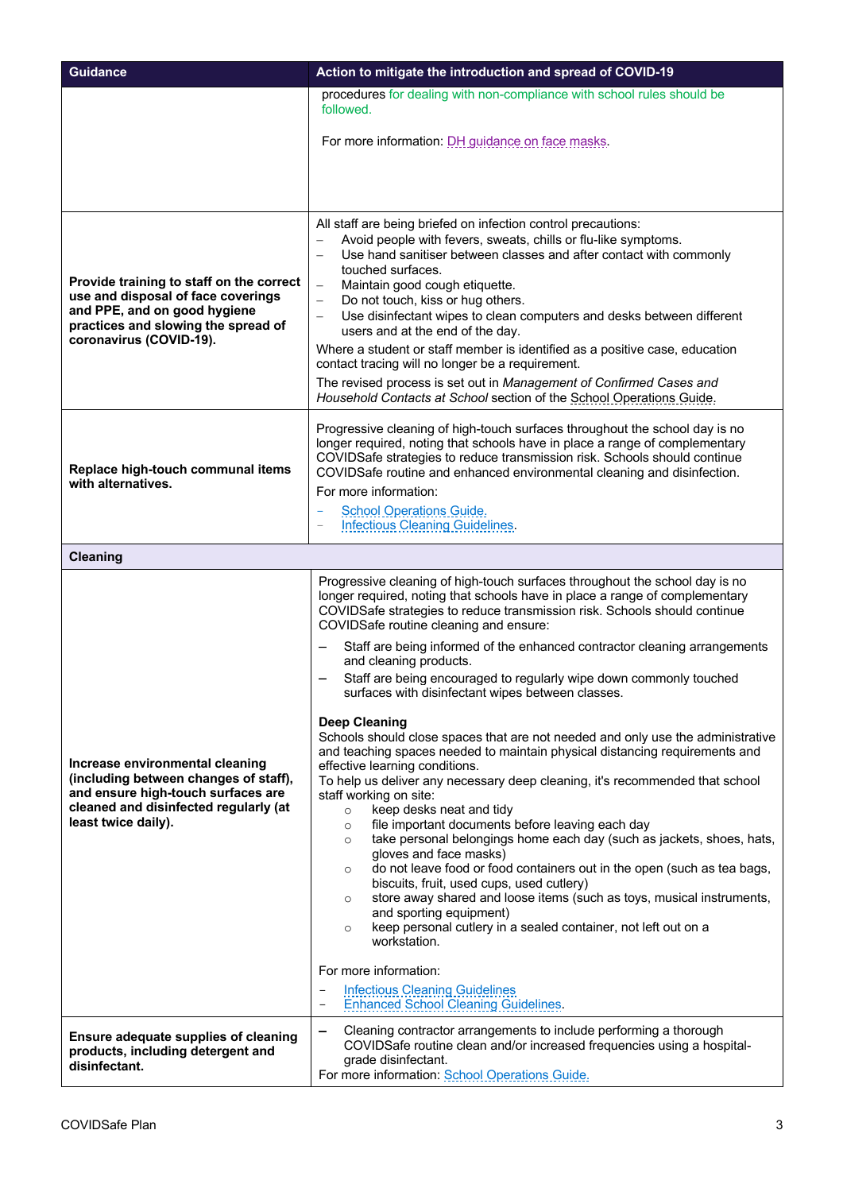| Guidance | Action to mitigate the introduction and spread of COVID-19 |
| --- | --- |
| | procedures for dealing with non-compliance with school rules should be followed.<br><br>For more information: DH guidance on face masks. |
| **Provide training to staff on the correct use and disposal of face coverings and PPE, and on good hygiene practices and slowing the spread of coronavirus (COVID-19).** | All staff are being briefed on infection control precautions:<br>– Avoid people with fevers, sweats, chills or flu-like symptoms.<br>– Use hand sanitiser between classes and after contact with commonly touched surfaces.<br>– Maintain good cough etiquette.<br>– Do not touch, kiss or hug others.<br>– Use disinfectant wipes to clean computers and desks between different users and at the end of the day.<br>Where a student or staff member is identified as a positive case, education contact tracing will no longer be a requirement.<br>The revised process is set out in *Management of Confirmed Cases and Household Contacts at School* section of the School Operations Guide. |
| **Replace high-touch communal items with alternatives.** | Progressive cleaning of high-touch surfaces throughout the school day is no longer required, noting that schools have in place a range of complementary COVIDSafe strategies to reduce transmission risk. Schools should continue COVIDSafe routine and enhanced environmental cleaning and disinfection.<br>For more information:<br>– School Operations Guide.<br>– Infectious Cleaning Guidelines. |
| **Cleaning** | |
| **Increase environmental cleaning (including between changes of staff), and ensure high-touch surfaces are cleaned and disinfected regularly (at least twice daily).** | Progressive cleaning of high-touch surfaces throughout the school day is no longer required, noting that schools have in place a range of complementary COVIDSafe strategies to reduce transmission risk. Schools should continue COVIDSafe routine cleaning and ensure:<br>– Staff are being informed of the enhanced contractor cleaning arrangements and cleaning products.<br>– Staff are being encouraged to regularly wipe down commonly touched surfaces with disinfectant wipes between classes.<br><br>**Deep Cleaning**<br>Schools should close spaces that are not needed and only use the administrative and teaching spaces needed to maintain physical distancing requirements and effective learning conditions.<br>To help us deliver any necessary deep cleaning, it's recommended that school staff working on site:<br>○ keep desks neat and tidy<br>○ file important documents before leaving each day<br>○ take personal belongings home each day (such as jackets, shoes, hats, gloves and face masks)<br>○ do not leave food or food containers out in the open (such as tea bags, biscuits, fruit, used cups, used cutlery)<br>○ store away shared and loose items (such as toys, musical instruments, and sporting equipment)<br>○ keep personal cutlery in a sealed container, not left out on a workstation.<br><br>For more information:<br>– Infectious Cleaning Guidelines<br>– Enhanced School Cleaning Guidelines. |
| **Ensure adequate supplies of cleaning products, including detergent and disinfectant.** | – Cleaning contractor arrangements to include performing a thorough COVIDSafe routine clean and/or increased frequencies using a hospital-grade disinfectant.<br>For more information: School Operations Guide. |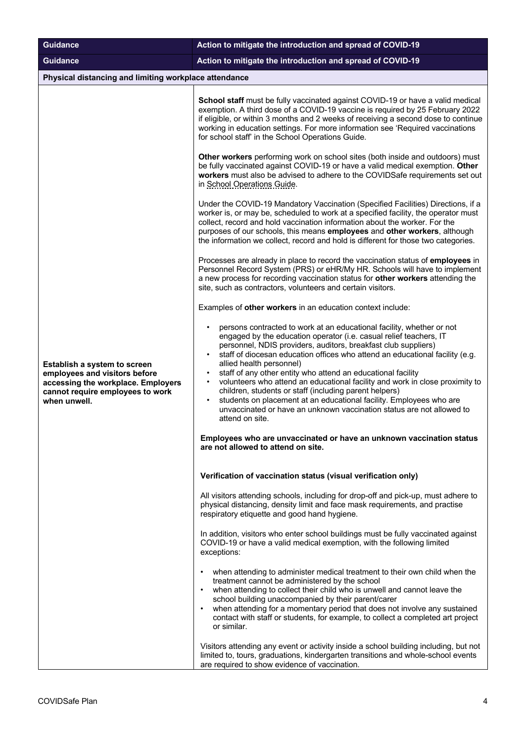| Guidance | Action to mitigate the introduction and spread of COVID-19 |
|---|---|
| **Guidance** | **Action to mitigate the introduction and spread of COVID-19** |
| **Physical distancing and limiting workplace attendance** | |
| **Establish a system to screen employees and visitors before accessing the workplace. Employers cannot require employees to work when unwell.** | **School staff** must be fully vaccinated against COVID-19 or have a valid medical exemption. A third dose of a COVID-19 vaccine is required by 25 February 2022 if eligible, or within 3 months and 2 weeks of receiving a second dose to continue working in education settings. For more information see 'Required vaccinations for school staff' in the School Operations Guide.<br><br>**Other workers** performing work on school sites (both inside and outdoors) must be fully vaccinated against COVID-19 or have a valid medical exemption. **Other workers** must also be advised to adhere to the COVIDSafe requirements set out in School Operations Guide.<br><br>Under the COVID-19 Mandatory Vaccination (Specified Facilities) Directions, if a worker is, or may be, scheduled to work at a specified facility, the operator must collect, record and hold vaccination information about the worker. For the purposes of our schools, this means **employees** and **other workers**, although the information we collect, record and hold is different for those two categories.<br><br>Processes are already in place to record the vaccination status of **employees** in Personnel Record System (PRS) or eHR/My HR. Schools will have to implement a new process for recording vaccination status for **other workers** attending the site, such as contractors, volunteers and certain visitors.<br><br>Examples of **other workers** in an education context include:<br>• persons contracted to work at an educational facility, whether or not engaged by the education operator (i.e. casual relief teachers, IT personnel, NDIS providers, auditors, breakfast club suppliers)<br>• staff of diocesan education offices who attend an educational facility (e.g. allied health personnel)<br>• staff of any other entity who attend an educational facility<br>• volunteers who attend an educational facility and work in close proximity to children, students or staff (including parent helpers)<br>• students on placement at an educational facility. Employees who are unvaccinated or have an unknown vaccination status are not allowed to attend on site.<br><br>**Employees who are unvaccinated or have an unknown vaccination status are not allowed to attend on site.**<br><br>**Verification of vaccination status (visual verification only)**<br><br>All visitors attending schools, including for drop-off and pick-up, must adhere to physical distancing, density limit and face mask requirements, and practise respiratory etiquette and good hand hygiene.<br><br>In addition, visitors who enter school buildings must be fully vaccinated against COVID-19 or have a valid medical exemption, with the following limited exceptions:<br>• when attending to administer medical treatment to their own child when the treatment cannot be administered by the school<br>• when attending to collect their child who is unwell and cannot leave the school building unaccompanied by their parent/carer<br>• when attending for a momentary period that does not involve any sustained contact with staff or students, for example, to collect a completed art project or similar.<br><br>Visitors attending any event or activity inside a school building including, but not limited to, tours, graduations, kindergarten transitions and whole-school events are required to show evidence of vaccination. |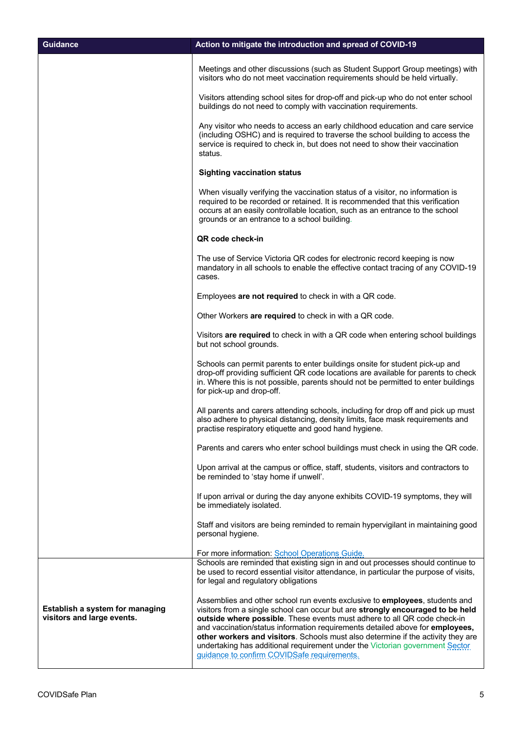| Guidance | Action to mitigate the introduction and spread of COVID-19 |
|---|---|
| | Meetings and other discussions (such as Student Support Group meetings) with visitors who do not meet vaccination requirements should be held virtually.<br><br>Visitors attending school sites for drop-off and pick-up who do not enter school buildings do not need to comply with vaccination requirements.<br><br>Any visitor who needs to access an early childhood education and care service (including OSHC) and is required to traverse the school building to access the service is required to check in, but does not need to show their vaccination status.<br><br>**Sighting vaccination status**<br><br>When visually verifying the vaccination status of a visitor, no information is required to be recorded or retained. It is recommended that this verification occurs at an easily controllable location, such as an entrance to the school grounds or an entrance to a school building.<br><br>**QR code check-in**<br><br>The use of Service Victoria QR codes for electronic record keeping is now mandatory in all schools to enable the effective contact tracing of any COVID-19 cases.<br><br>Employees **are not required** to check in with a QR code.<br><br>Other Workers **are required** to check in with a QR code.<br><br>Visitors **are required** to check in with a QR code when entering school buildings but not school grounds.<br><br>Schools can permit parents to enter buildings onsite for student pick-up and drop-off providing sufficient QR code locations are available for parents to check in. Where this is not possible, parents should not be permitted to enter buildings for pick-up and drop-off.<br><br>All parents and carers attending schools, including for drop off and pick up must also adhere to physical distancing, density limits, face mask requirements and practise respiratory etiquette and good hand hygiene.<br><br>Parents and carers who enter school buildings must check in using the QR code.<br><br>Upon arrival at the campus or office, staff, students, visitors and contractors to be reminded to 'stay home if unwell'.<br><br>If upon arrival or during the day anyone exhibits COVID-19 symptoms, they will be immediately isolated.<br><br>Staff and visitors are being reminded to remain hypervigilant in maintaining good personal hygiene.<br><br>For more information: School Operations Guide. |
| **Establish a system for managing visitors and large events.** | Schools are reminded that existing sign in and out processes should continue to be used to record essential visitor attendance, in particular the purpose of visits, for legal and regulatory obligations<br><br>Assemblies and other school run events exclusive to **employees**, students and visitors from a single school can occur but are **strongly encouraged to be held outside where possible**. These events must adhere to all QR code check-in and vaccination/status information requirements detailed above for **employees, other workers and visitors**. Schools must also determine if the activity they are undertaking has additional requirement under the Victorian government Sector guidance to confirm COVIDSafe requirements. |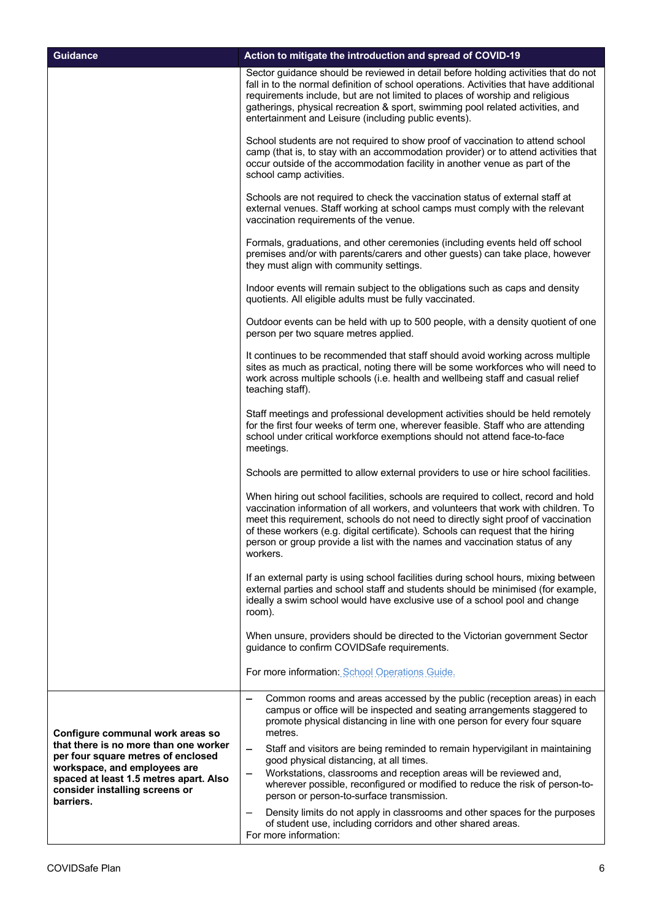| Guidance | Action to mitigate the introduction and spread of COVID-19 |
|---|---|
| | Sector guidance should be reviewed in detail before holding activities that do not fall in to the normal definition of school operations. Activities that have additional requirements include, but are not limited to places of worship and religious gatherings, physical recreation & sport, swimming pool related activities, and entertainment and Leisure (including public events).<br><br>School students are not required to show proof of vaccination to attend school camp (that is, to stay with an accommodation provider) or to attend activities that occur outside of the accommodation facility in another venue as part of the school camp activities.<br><br>Schools are not required to check the vaccination status of external staff at external venues. Staff working at school camps must comply with the relevant vaccination requirements of the venue.<br><br>Formals, graduations, and other ceremonies (including events held off school premises and/or with parents/carers and other guests) can take place, however they must align with community settings.<br><br>Indoor events will remain subject to the obligations such as caps and density quotients. All eligible adults must be fully vaccinated.<br><br>Outdoor events can be held with up to 500 people, with a density quotient of one person per two square metres applied.<br><br>It continues to be recommended that staff should avoid working across multiple sites as much as practical, noting there will be some workforces who will need to work across multiple schools (i.e. health and wellbeing staff and casual relief teaching staff).<br><br>Staff meetings and professional development activities should be held remotely for the first four weeks of term one, wherever feasible. Staff who are attending school under critical workforce exemptions should not attend face-to-face meetings.<br><br>Schools are permitted to allow external providers to use or hire school facilities.<br><br>When hiring out school facilities, schools are required to collect, record and hold vaccination information of all workers, and volunteers that work with children. To meet this requirement, schools do not need to directly sight proof of vaccination of these workers (e.g. digital certificate). Schools can request that the hiring person or group provide a list with the names and vaccination status of any workers.<br><br>If an external party is using school facilities during school hours, mixing between external parties and school staff and students should be minimised (for example, ideally a swim school would have exclusive use of a school pool and change room).<br><br>When unsure, providers should be directed to the Victorian government Sector guidance to confirm COVIDSafe requirements.<br><br>For more information: School Operations Guide. |
| **Configure communal work areas so that there is no more than one worker per four square metres of enclosed workspace, and employees are spaced at least 1.5 metres apart. Also consider installing screens or barriers.** | – Common rooms and areas accessed by the public (reception areas) in each campus or office will be inspected and seating arrangements staggered to promote physical distancing in line with one person for every four square metres.<br>– Staff and visitors are being reminded to remain hypervigilant in maintaining good physical distancing, at all times.<br>– Workstations, classrooms and reception areas will be reviewed and, wherever possible, reconfigured or modified to reduce the risk of person-to-person or person-to-surface transmission.<br>– Density limits do not apply in classrooms and other spaces for the purposes of student use, including corridors and other shared areas.<br>For more information: |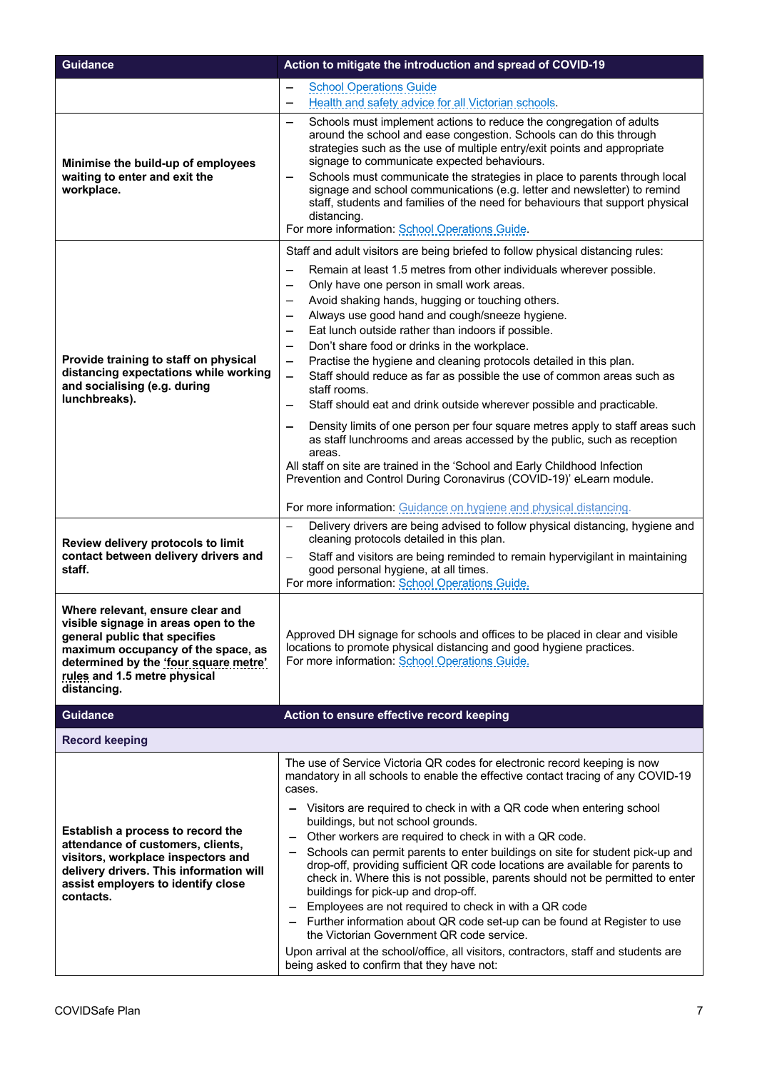| Guidance | Action to mitigate the introduction and spread of COVID-19 |
|---|---|
| | – School Operations Guide<br>– Health and safety advice for all Victorian schools. |
| **Minimise the build-up of employees waiting to enter and exit the workplace.** | – Schools must implement actions to reduce the congregation of adults around the school and ease congestion. Schools can do this through strategies such as the use of multiple entry/exit points and appropriate signage to communicate expected behaviours.<br>– Schools must communicate the strategies in place to parents through local signage and school communications (e.g. letter and newsletter) to remind staff, students and families of the need for behaviours that support physical distancing.<br>For more information: School Operations Guide. |
| **Provide training to staff on physical distancing expectations while working and socialising (e.g. during lunchbreaks).** | Staff and adult visitors are being briefed to follow physical distancing rules:<br>– Remain at least 1.5 metres from other individuals wherever possible.<br>– Only have one person in small work areas.<br>– Avoid shaking hands, hugging or touching others.<br>– Always use good hand and cough/sneeze hygiene.<br>– Eat lunch outside rather than indoors if possible.<br>– Don't share food or drinks in the workplace.<br>– Practise the hygiene and cleaning protocols detailed in this plan.<br>– Staff should reduce as far as possible the use of common areas such as staff rooms.<br>– Staff should eat and drink outside wherever possible and practicable.<br>– Density limits of one person per four square metres apply to staff areas such as staff lunchrooms and areas accessed by the public, such as reception areas.<br>All staff on site are trained in the 'School and Early Childhood Infection Prevention and Control During Coronavirus (COVID-19)' eLearn module.<br><br>For more information: Guidance on hygiene and physical distancing. |
| **Review delivery protocols to limit contact between delivery drivers and staff.** | – Delivery drivers are being advised to follow physical distancing, hygiene and cleaning protocols detailed in this plan.<br>– Staff and visitors are being reminded to remain hypervigilant in maintaining good personal hygiene, at all times.<br>For more information: School Operations Guide. |
| **Where relevant, ensure clear and visible signage in areas open to the general public that specifies maximum occupancy of the space, as determined by the 'four square metre' rules and 1.5 metre physical distancing.** | Approved DH signage for schools and offices to be placed in clear and visible locations to promote physical distancing and good hygiene practices.<br>For more information: School Operations Guide. |

| Guidance | Action to ensure effective record keeping |
|---|---|
| **Record keeping** | |
| **Establish a process to record the attendance of customers, clients, visitors, workplace inspectors and delivery drivers. This information will assist employers to identify close contacts.** | The use of Service Victoria QR codes for electronic record keeping is now mandatory in all schools to enable the effective contact tracing of any COVID-19 cases.<br>– Visitors are required to check in with a QR code when entering school buildings, but not school grounds.<br>– Other workers are required to check in with a QR code.<br>– Schools can permit parents to enter buildings on site for student pick-up and drop-off, providing sufficient QR code locations are available for parents to check in. Where this is not possible, parents should not be permitted to enter buildings for pick-up and drop-off.<br>– Employees are not required to check in with a QR code<br>– Further information about QR code set-up can be found at Register to use the Victorian Government QR code service.<br>Upon arrival at the school/office, all visitors, contractors, staff and students are being asked to confirm that they have not: |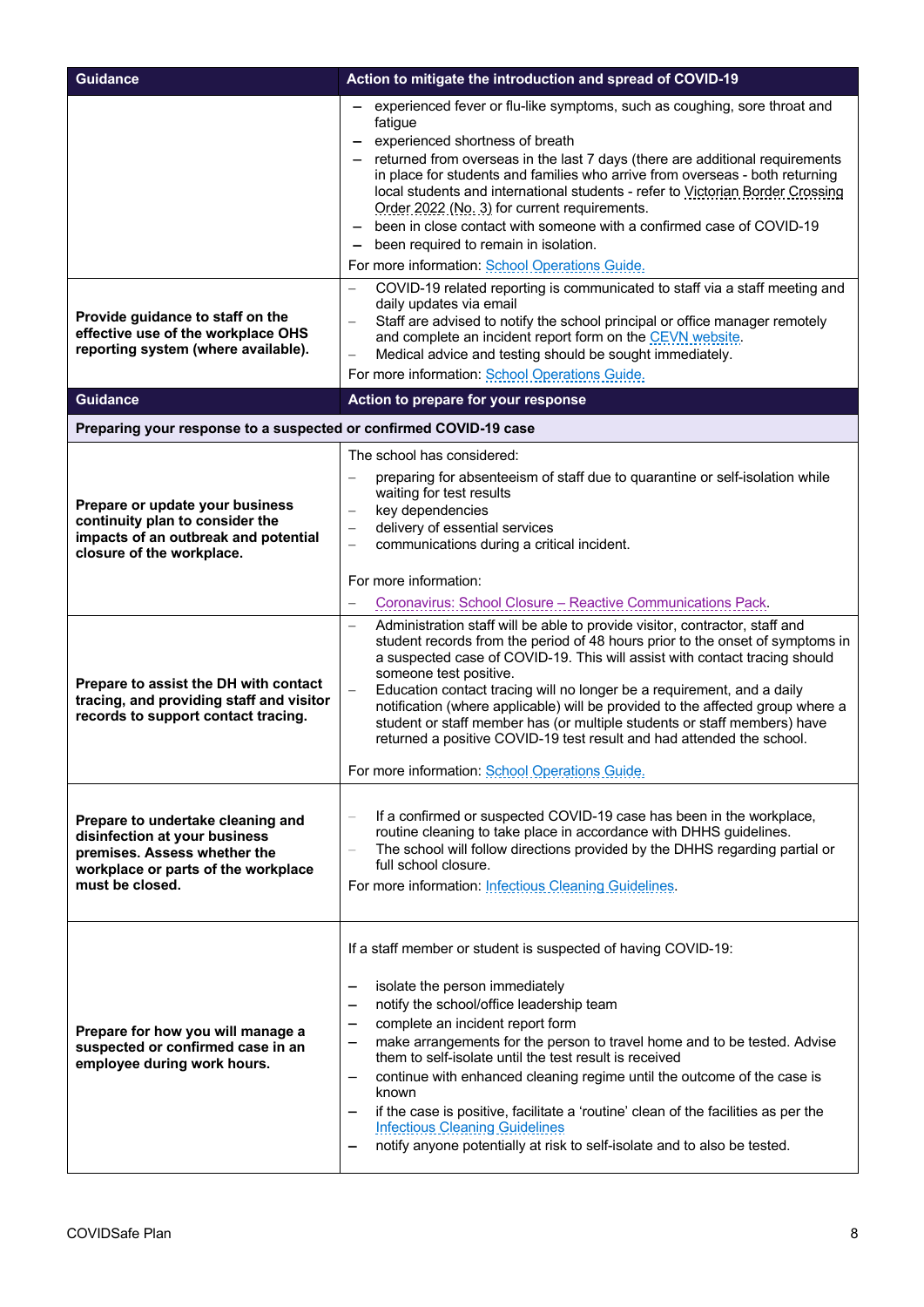| Guidance | Action to mitigate the introduction and spread of COVID-19 |
|---|---|
| | – experienced fever or flu-like symptoms, such as coughing, sore throat and fatigue<br>– experienced shortness of breath<br>– returned from overseas in the last 7 days (there are additional requirements in place for students and families who arrive from overseas - both returning local students and international students - refer to Victorian Border Crossing Order 2022 (No. 3) for current requirements.<br>– been in close contact with someone with a confirmed case of COVID-19<br>– been required to remain in isolation.<br>For more information: School Operations Guide. |
| **Provide guidance to staff on the effective use of the workplace OHS reporting system (where available).** | – COVID-19 related reporting is communicated to staff via a staff meeting and daily updates via email<br>– Staff are advised to notify the school principal or office manager remotely and complete an incident report form on the CEVN website.<br>– Medical advice and testing should be sought immediately.<br>For more information: School Operations Guide. |
| **Guidance** | **Action to prepare for your response** |
| **Preparing your response to a suspected or confirmed COVID-19 case** | |
| **Prepare or update your business continuity plan to consider the impacts of an outbreak and potential closure of the workplace.** | The school has considered:<br>– preparing for absenteeism of staff due to quarantine or self-isolation while waiting for test results<br>– key dependencies<br>– delivery of essential services<br>– communications during a critical incident.<br><br>For more information:<br>– Coronavirus: School Closure – Reactive Communications Pack. |
| **Prepare to assist the DH with contact tracing, and providing staff and visitor records to support contact tracing.** | – Administration staff will be able to provide visitor, contractor, staff and student records from the period of 48 hours prior to the onset of symptoms in a suspected case of COVID-19. This will assist with contact tracing should someone test positive.<br>– Education contact tracing will no longer be a requirement, and a daily notification (where applicable) will be provided to the affected group where a student or staff member has (or multiple students or staff members) have returned a positive COVID-19 test result and had attended the school.<br><br>For more information: School Operations Guide. |
| **Prepare to undertake cleaning and disinfection at your business premises. Assess whether the workplace or parts of the workplace must be closed.** | – If a confirmed or suspected COVID-19 case has been in the workplace, routine cleaning to take place in accordance with DHHS guidelines.<br>– The school will follow directions provided by the DHHS regarding partial or full school closure.<br>For more information: Infectious Cleaning Guidelines. |
| **Prepare for how you will manage a suspected or confirmed case in an employee during work hours.** | If a staff member or student is suspected of having COVID-19:<br><br>– isolate the person immediately<br>– notify the school/office leadership team<br>– complete an incident report form<br>– make arrangements for the person to travel home and to be tested. Advise them to self-isolate until the test result is received<br>– continue with enhanced cleaning regime until the outcome of the case is known<br>– if the case is positive, facilitate a 'routine' clean of the facilities as per the Infectious Cleaning Guidelines<br>– notify anyone potentially at risk to self-isolate and to also be tested. |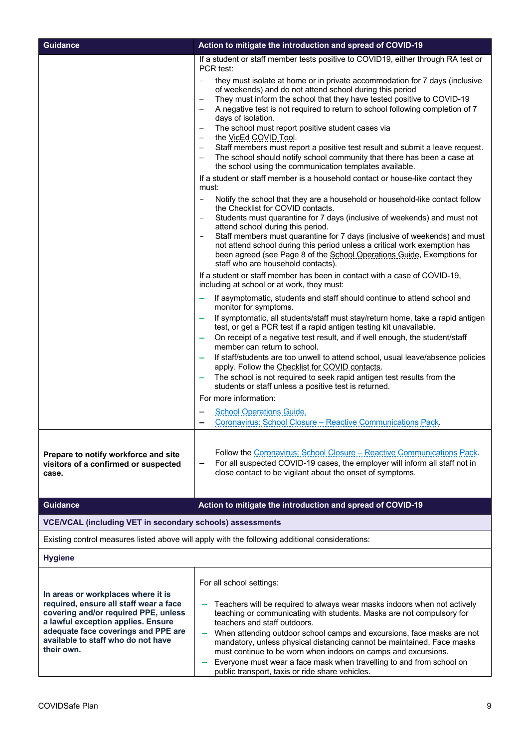| Guidance | Action to mitigate the introduction and spread of COVID-19 |
|---|---|
| | If a student or staff member tests positive to COVID19, either through RA test or PCR test:<br>– they must isolate at home or in private accommodation for 7 days (inclusive of weekends) and do not attend school during this period<br>– They must inform the school that they have tested positive to COVID-19<br>– A negative test is not required to return to school following completion of 7 days of isolation.<br>– The school must report positive student cases via<br>– the VicEd COVID Tool.<br>– Staff members must report a positive test result and submit a leave request.<br>– The school should notify school community that there has been a case at the school using the communication templates available.<br><br>If a student or staff member is a household contact or house-like contact they must:<br>– Notify the school that they are a household or household-like contact follow the Checklist for COVID contacts.<br>– Students must quarantine for 7 days (inclusive of weekends) and must not attend school during this period.<br>– Staff members must quarantine for 7 days (inclusive of weekends) and must not attend school during this period unless a critical work exemption has been agreed (see Page 8 of the School Operations Guide, Exemptions for staff who are household contacts).<br><br>If a student or staff member has been in contact with a case of COVID-19, including at school or at work, they must:<br>– If asymptomatic, students and staff should continue to attend school and monitor for symptoms.<br>– If symptomatic, all students/staff must stay/return home, take a rapid antigen test, or get a PCR test if a rapid antigen testing kit unavailable.<br>– On receipt of a negative test result, and if well enough, the student/staff member can return to school.<br>– If staff/students are too unwell to attend school, usual leave/absence policies apply. Follow the Checklist for COVID contacts.<br>– The school is not required to seek rapid antigen test results from the students or staff unless a positive test is returned.<br><br>For more information:<br>– School Operations Guide.<br>– Coronavirus: School Closure – Reactive Communications Pack. |
| **Prepare to notify workforce and site visitors of a confirmed or suspected case.** | Follow the Coronavirus: School Closure – Reactive Communications Pack.<br>– For all suspected COVID-19 cases, the employer will inform all staff not in close contact to be vigilant about the onset of symptoms. |

| Guidance | Action to mitigate the introduction and spread of COVID-19 |
|---|---|
| **VCE/VCAL (including VET in secondary schools) assessments** | |
| Existing control measures listed above will apply with the following additional considerations: | |
| **Hygiene** | |
| **In areas or workplaces where it is required, ensure all staff wear a face covering and/or required PPE, unless a lawful exception applies. Ensure adequate face coverings and PPE are available to staff who do not have their own.** | For all school settings:<br>– Teachers will be required to always wear masks indoors when not actively teaching or communicating with students. Masks are not compulsory for teachers and staff outdoors.<br>– When attending outdoor school camps and excursions, face masks are not mandatory, unless physical distancing cannot be maintained. Face masks must continue to be worn when indoors on camps and excursions.<br>– Everyone must wear a face mask when travelling to and from school on public transport, taxis or ride share vehicles. |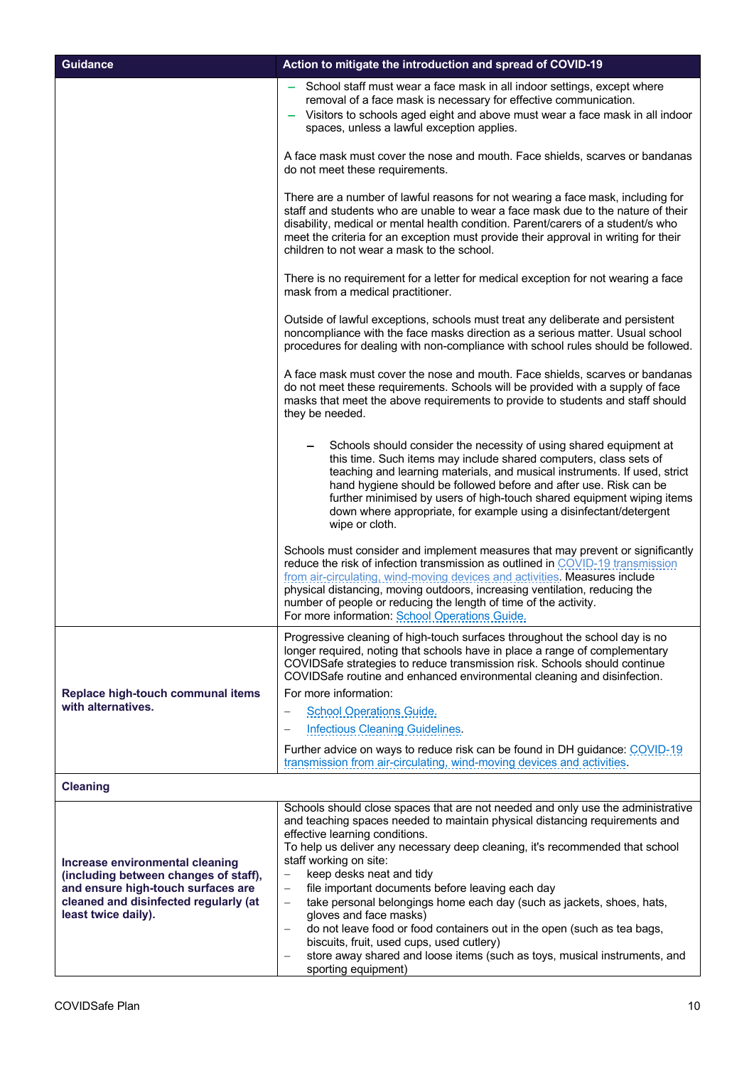| Guidance | Action to mitigate the introduction and spread of COVID-19 |
|---|---|
| | – School staff must wear a face mask in all indoor settings, except where removal of a face mask is necessary for effective communication.<br>– Visitors to schools aged eight and above must wear a face mask in all indoor spaces, unless a lawful exception applies.<br><br>A face mask must cover the nose and mouth. Face shields, scarves or bandanas do not meet these requirements.<br><br>There are a number of lawful reasons for not wearing a face mask, including for staff and students who are unable to wear a face mask due to the nature of their disability, medical or mental health condition. Parent/carers of a student/s who meet the criteria for an exception must provide their approval in writing for their children to not wear a mask to the school.<br><br>There is no requirement for a letter for medical exception for not wearing a face mask from a medical practitioner.<br><br>Outside of lawful exceptions, schools must treat any deliberate and persistent noncompliance with the face masks direction as a serious matter. Usual school procedures for dealing with non-compliance with school rules should be followed.<br><br>A face mask must cover the nose and mouth. Face shields, scarves or bandanas do not meet these requirements. Schools will be provided with a supply of face masks that meet the above requirements to provide to students and staff should they be needed.<br><br>– Schools should consider the necessity of using shared equipment at this time. Such items may include shared computers, class sets of teaching and learning materials, and musical instruments. If used, strict hand hygiene should be followed before and after use. Risk can be further minimised by users of high-touch shared equipment wiping items down where appropriate, for example using a disinfectant/detergent wipe or cloth.<br><br>Schools must consider and implement measures that may prevent or significantly reduce the risk of infection transmission as outlined in COVID-19 transmission from air-circulating, wind-moving devices and activities. Measures include physical distancing, moving outdoors, increasing ventilation, reducing the number of people or reducing the length of time of the activity.<br>For more information: School Operations Guide. |
| **Replace high-touch communal items with alternatives.** | Progressive cleaning of high-touch surfaces throughout the school day is no longer required, noting that schools have in place a range of complementary COVIDSafe strategies to reduce transmission risk. Schools should continue COVIDSafe routine and enhanced environmental cleaning and disinfection.<br>For more information:<br>– School Operations Guide.<br>– Infectious Cleaning Guidelines.<br><br>Further advice on ways to reduce risk can be found in DH guidance: COVID-19 transmission from air-circulating, wind-moving devices and activities. |
| **Cleaning** | |
| **Increase environmental cleaning (including between changes of staff), and ensure high-touch surfaces are cleaned and disinfected regularly (at least twice daily).** | Schools should close spaces that are not needed and only use the administrative and teaching spaces needed to maintain physical distancing requirements and effective learning conditions.<br>To help us deliver any necessary deep cleaning, it's recommended that school staff working on site:<br>– keep desks neat and tidy<br>– file important documents before leaving each day<br>– take personal belongings home each day (such as jackets, shoes, hats, gloves and face masks)<br>– do not leave food or food containers out in the open (such as tea bags, biscuits, fruit, used cups, used cutlery)<br>– store away shared and loose items (such as toys, musical instruments, and sporting equipment) |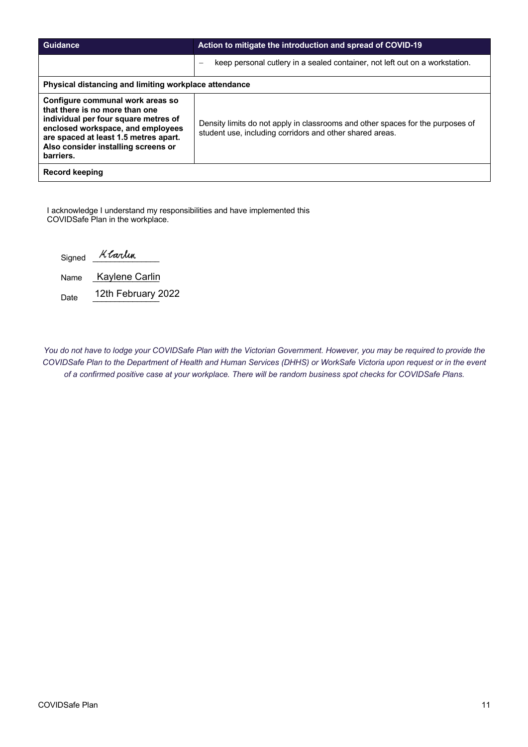| Guidance | Action to mitigate the introduction and spread of COVID-19 |
|---|---|
| | – keep personal cutlery in a sealed container, not left out on a workstation. |
| **Physical distancing and limiting workplace attendance** | |
| **Configure communal work areas so that there is no more than one individual per four square metres of enclosed workspace, and employees are spaced at least 1.5 metres apart. Also consider installing screens or barriers.** | Density limits do not apply in classrooms and other spaces for the purposes of student use, including corridors and other shared areas. |
| **Record keeping** | |

I acknowledge I understand my responsibilities and have implemented this COVIDSafe Plan in the workplace.

Signed K Carlin

Name Kaylene Carlin

Date 12th February 2022

*You do not have to lodge your COVIDSafe Plan with the Victorian Government. However, you may be required to provide the COVIDSafe Plan to the Department of Health and Human Services (DHHS) or WorkSafe Victoria upon request or in the event of a confirmed positive case at your workplace. There will be random business spot checks for COVIDSafe Plans.*